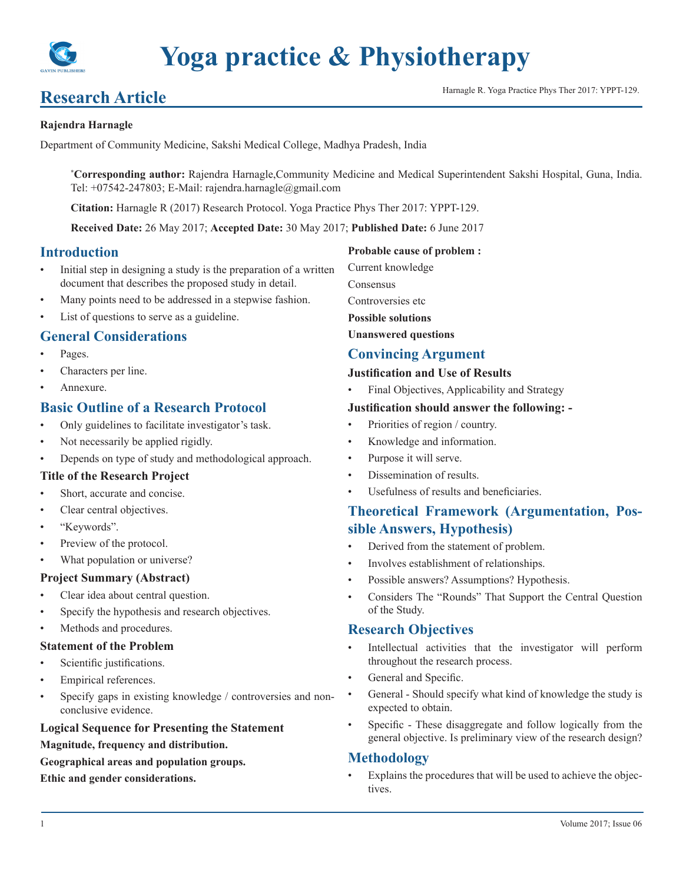# Yoga practice & Physiotherapy

## Research Article

**Rajendra Harnagle**

Department of Community Medicine, Sakshi Medical College, Madhya Pradesh, India

[*]**Corresponding author:** Rajendra Harnagle,Community Medicine and Medical Superintendent Sakshi Hospital, Guna, India. Tel: +07542-247803; E-Mail: rajendra.harnagle@gmail.com

**Citation:** Harnagle R (2017) Research Protocol. Yoga Practice Phys Ther 2017: YPPT-129.

**Received Date:** 26 May 2017; **Accepted Date:** 30 May 2017; **Published Date:** 6 June 2017

## Introduction

- Initial step in designing a study is the preparation of a written document that describes the proposed study in detail.
- Many points need to be addressed in a stepwise fashion.
- List of questions to serve as a guideline.

## General Considerations

- Pages.
- Characters per line.
- Annexure.

## Basic Outline of a Research Protocol

- Only guidelines to facilitate investigator's task.
- Not necessarily be applied rigidly.
- Depends on type of study and methodological approach.

### Title of the Research Project

- Short, accurate and concise.
- Clear central objectives.
- "Keywords".
- Preview of the protocol.
- What population or universe?

### Project Summary (Abstract)

- Clear idea about central question.
- Specify the hypothesis and research objectives.
- Methods and procedures.

### Statement of the Problem

- Scientific justifications.
- Empirical references.
- Specify gaps in existing knowledge / controversies and non-conclusive evidence.

### Logical Sequence for Presenting the Statement

**Magnitude, frequency and distribution.**

**Geographical areas and population groups.**

**Ethic and gender considerations.**

**Probable cause of problem :**

Current knowledge

Consensus

Controversies etc

**Possible solutions**

**Unanswered questions**

## Convincing Argument

### Justification and Use of Results

- Final Objectives, Applicability and Strategy

### Justification should answer the following: -

- Priorities of region / country.
- Knowledge and information.
- Purpose it will serve.
- Dissemination of results.
- Usefulness of results and beneficiaries.

## Theoretical Framework (Argumentation, Possible Answers, Hypothesis)

- Derived from the statement of problem.
- Involves establishment of relationships.
- Possible answers? Assumptions? Hypothesis.
- Considers The "Rounds" That Support the Central Question of the Study.

## Research Objectives

- Intellectual activities that the investigator will perform throughout the research process.
- General and Specific.
- General - Should specify what kind of knowledge the study is expected to obtain.
- Specific - These disaggregate and follow logically from the general objective. Is preliminary view of the research design?

## Methodology

- Explains the procedures that will be used to achieve the objectives.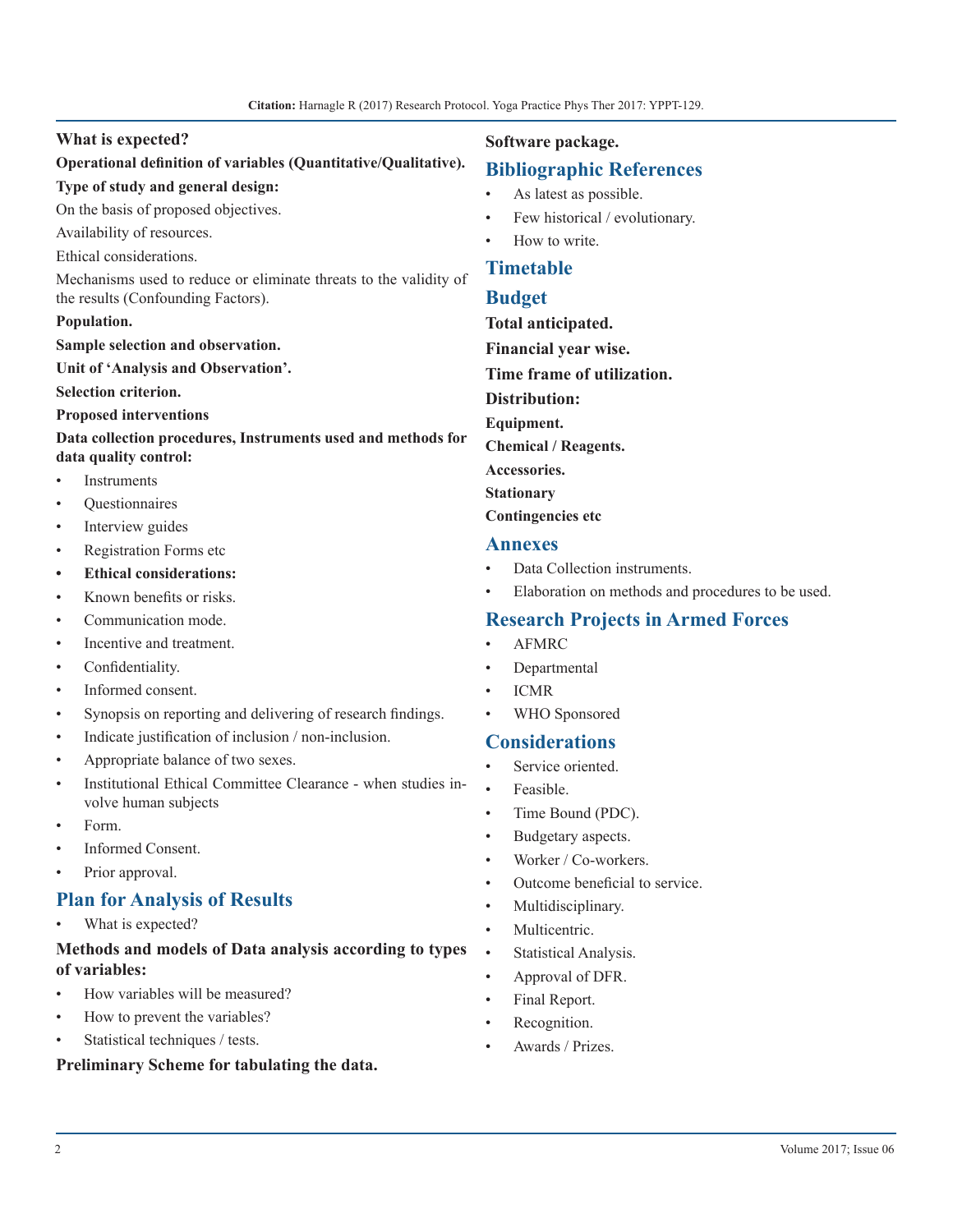**What is expected?**

**Operational definition of variables (Quantitative/Qualitative).**

**Type of study and general design:**

On the basis of proposed objectives.

Availability of resources.

Ethical considerations.

Mechanisms used to reduce or eliminate threats to the validity of the results (Confounding Factors).

**Population.**

**Sample selection and observation.**

**Unit of 'Analysis and Observation'.**

**Selection criterion.**

**Proposed interventions**

**Data collection procedures, Instruments used and methods for data quality control:**

- Instruments
- Questionnaires
- Interview guides
- Registration Forms etc
- **Ethical considerations:**
- Known benefits or risks.
- Communication mode.
- Incentive and treatment.
- Confidentiality.
- Informed consent.
- Synopsis on reporting and delivering of research findings.
- Indicate justification of inclusion / non-inclusion.
- Appropriate balance of two sexes.
- Institutional Ethical Committee Clearance - when studies involve human subjects
- Form.
- Informed Consent.
- Prior approval.

## Plan for Analysis of Results

- What is expected?

**Methods and models of Data analysis according to types of variables:**

- How variables will be measured?
- How to prevent the variables?
- Statistical techniques / tests.

**Preliminary Scheme for tabulating the data.**

**Software package.**

## Bibliographic References

- As latest as possible.
- Few historical / evolutionary.
- How to write.

## Timetable

## Budget

**Total anticipated.**

**Financial year wise.**

**Time frame of utilization.**

**Distribution:**

**Equipment.**

**Chemical / Reagents.**

**Accessories.**

**Stationary**

**Contingencies etc**

## Annexes

- Data Collection instruments.
- Elaboration on methods and procedures to be used.

## Research Projects in Armed Forces

- AFMRC
- Departmental
- ICMR
- WHO Sponsored

## Considerations

- Service oriented.
- Feasible.
- Time Bound (PDC).
- Budgetary aspects.
- Worker / Co-workers.
- Outcome beneficial to service.
- Multidisciplinary.
- Multicentric.
- Statistical Analysis.
- Approval of DFR.
- Final Report.
- Recognition.
- Awards / Prizes.